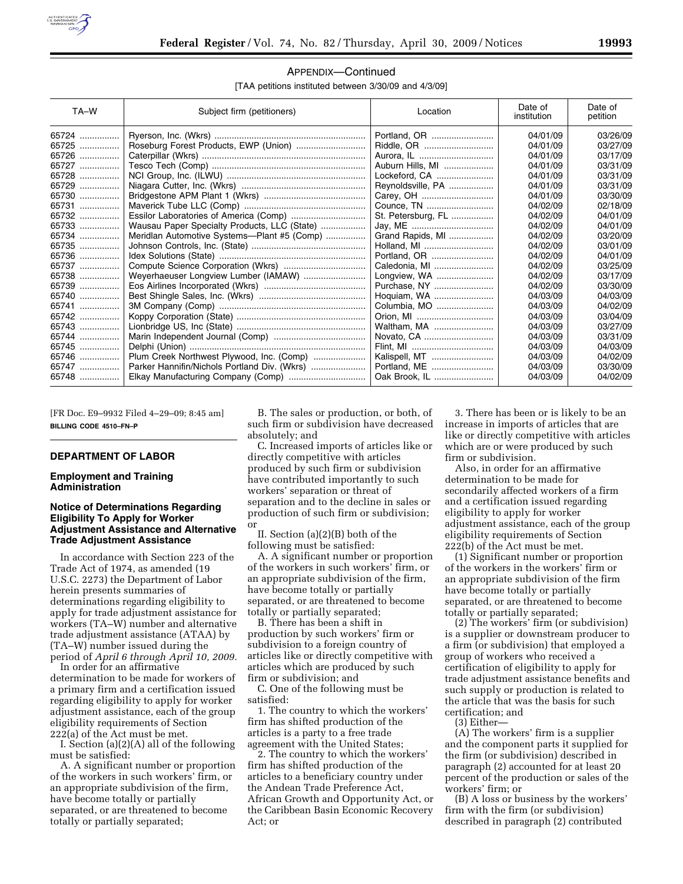APPENDIX—Continued

[TAA petitions instituted between 3/30/09 and 4/3/09]

| TA–W | Subject firm (petitioners) | Location | Date of institution | Date of petition |
|---|---|---|---|---|
| 65724 | Ryerson, Inc. (Wkrs) | Portland, OR | 04/01/09 | 03/26/09 |
| 65725 | Roseburg Forest Products, EWP (Union) | Riddle, OR | 04/01/09 | 03/27/09 |
| 65726 | Caterpillar (Wkrs) | Aurora, IL | 04/01/09 | 03/17/09 |
| 65727 | Tesco Tech (Comp) | Auburn Hills, MI | 04/01/09 | 03/31/09 |
| 65728 | NCI Group, Inc. (ILWU) | Lockeford, CA | 04/01/09 | 03/31/09 |
| 65729 | Niagara Cutter, Inc. (Wkrs) | Reynoldsville, PA | 04/01/09 | 03/31/09 |
| 65730 | Bridgestone APM Plant 1 (Wkrs) | Carey, OH | 04/01/09 | 03/30/09 |
| 65731 | Maverick Tube LLC (Comp) | Counce, TN | 04/02/09 | 02/18/09 |
| 65732 | Essilor Laboratories of America (Comp) | St. Petersburg, FL | 04/02/09 | 04/01/09 |
| 65733 | Wausau Paper Specialty Products, LLC (State) | Jay, ME | 04/02/09 | 04/01/09 |
| 65734 | Meridian Automotive Systems—Plant #5 (Comp) | Grand Rapids, MI | 04/02/09 | 03/20/09 |
| 65735 | Johnson Controls, Inc. (State) | Holland, MI | 04/02/09 | 03/01/09 |
| 65736 | Idex Solutions (State) | Portland, OR | 04/02/09 | 04/01/09 |
| 65737 | Compute Science Corporation (Wkrs) | Caledonia, MI | 04/02/09 | 03/25/09 |
| 65738 | Weyerhaeuser Longview Lumber (IAMAW) | Longview, WA | 04/02/09 | 03/17/09 |
| 65739 | Eos Airlines Incorporated (Wkrs) | Purchase, NY | 04/02/09 | 03/30/09 |
| 65740 | Best Shingle Sales, Inc. (Wkrs) | Hoquiam, WA | 04/03/09 | 04/03/09 |
| 65741 | 3M Company (Comp) | Columbia, MO | 04/03/09 | 04/02/09 |
| 65742 | Koppy Corporation (State) | Orion, MI | 04/03/09 | 03/04/09 |
| 65743 | Lionbridge US, Inc (State) | Waltham, MA | 04/03/09 | 03/27/09 |
| 65744 | Marin Independent Journal (Comp) | Novato, CA | 04/03/09 | 03/31/09 |
| 65745 | Delphi (Union) | Flint, MI | 04/03/09 | 04/03/09 |
| 65746 | Plum Creek Northwest Plywood, Inc. (Comp) | Kalispell, MT | 04/03/09 | 04/02/09 |
| 65747 | Parker Hannifin/Nichols Portland Div. (Wkrs) | Portland, ME | 04/03/09 | 03/30/09 |
| 65748 | Elkay Manufacturing Company (Comp) | Oak Brook, IL | 04/03/09 | 04/02/09 |

[FR Doc. E9–9932 Filed 4–29–09; 8:45 am]

**BILLING CODE 4510–FN–P**

## DEPARTMENT OF LABOR

### Employment and Training Administration

### Notice of Determinations Regarding Eligibility To Apply for Worker Adjustment Assistance and Alternative Trade Adjustment Assistance

In accordance with Section 223 of the Trade Act of 1974, as amended (19 U.S.C. 2273) the Department of Labor herein presents summaries of determinations regarding eligibility to apply for trade adjustment assistance for workers (TA–W) number and alternative trade adjustment assistance (ATAA) by (TA–W) number issued during the period of *April 6 through April 10, 2009.*

In order for an affirmative determination to be made for workers of a primary firm and a certification issued regarding eligibility to apply for worker adjustment assistance, each of the group eligibility requirements of Section 222(a) of the Act must be met.

I. Section (a)(2)(A) all of the following must be satisfied:

A. A significant number or proportion of the workers in such workers' firm, or an appropriate subdivision of the firm, have become totally or partially separated, or are threatened to become totally or partially separated;

B. The sales or production, or both, of such firm or subdivision have decreased absolutely; and

C. Increased imports of articles like or directly competitive with articles produced by such firm or subdivision have contributed importantly to such workers' separation or threat of separation and to the decline in sales or production of such firm or subdivision; or

II. Section (a)(2)(B) both of the following must be satisfied:

A. A significant number or proportion of the workers in such workers' firm, or an appropriate subdivision of the firm, have become totally or partially separated, or are threatened to become totally or partially separated;

B. There has been a shift in production by such workers' firm or subdivision to a foreign country of articles like or directly competitive with articles which are produced by such firm or subdivision; and

C. One of the following must be satisfied:

1. The country to which the workers' firm has shifted production of the articles is a party to a free trade agreement with the United States;

2. The country to which the workers' firm has shifted production of the articles to a beneficiary country under the Andean Trade Preference Act, African Growth and Opportunity Act, or the Caribbean Basin Economic Recovery Act; or

3. There has been or is likely to be an increase in imports of articles that are like or directly competitive with articles which are or were produced by such firm or subdivision.

Also, in order for an affirmative determination to be made for secondarily affected workers of a firm and a certification issued regarding eligibility to apply for worker adjustment assistance, each of the group eligibility requirements of Section 222(b) of the Act must be met.

(1) Significant number or proportion of the workers in the workers' firm or an appropriate subdivision of the firm have become totally or partially separated, or are threatened to become totally or partially separated;

(2) The workers' firm (or subdivision) is a supplier or downstream producer to a firm (or subdivision) that employed a group of workers who received a certification of eligibility to apply for trade adjustment assistance benefits and such supply or production is related to the article that was the basis for such certification; and

(3) Either—

(A) The workers' firm is a supplier and the component parts it supplied for the firm (or subdivision) described in paragraph (2) accounted for at least 20 percent of the production or sales of the workers' firm; or

(B) A loss or business by the workers' firm with the firm (or subdivision) described in paragraph (2) contributed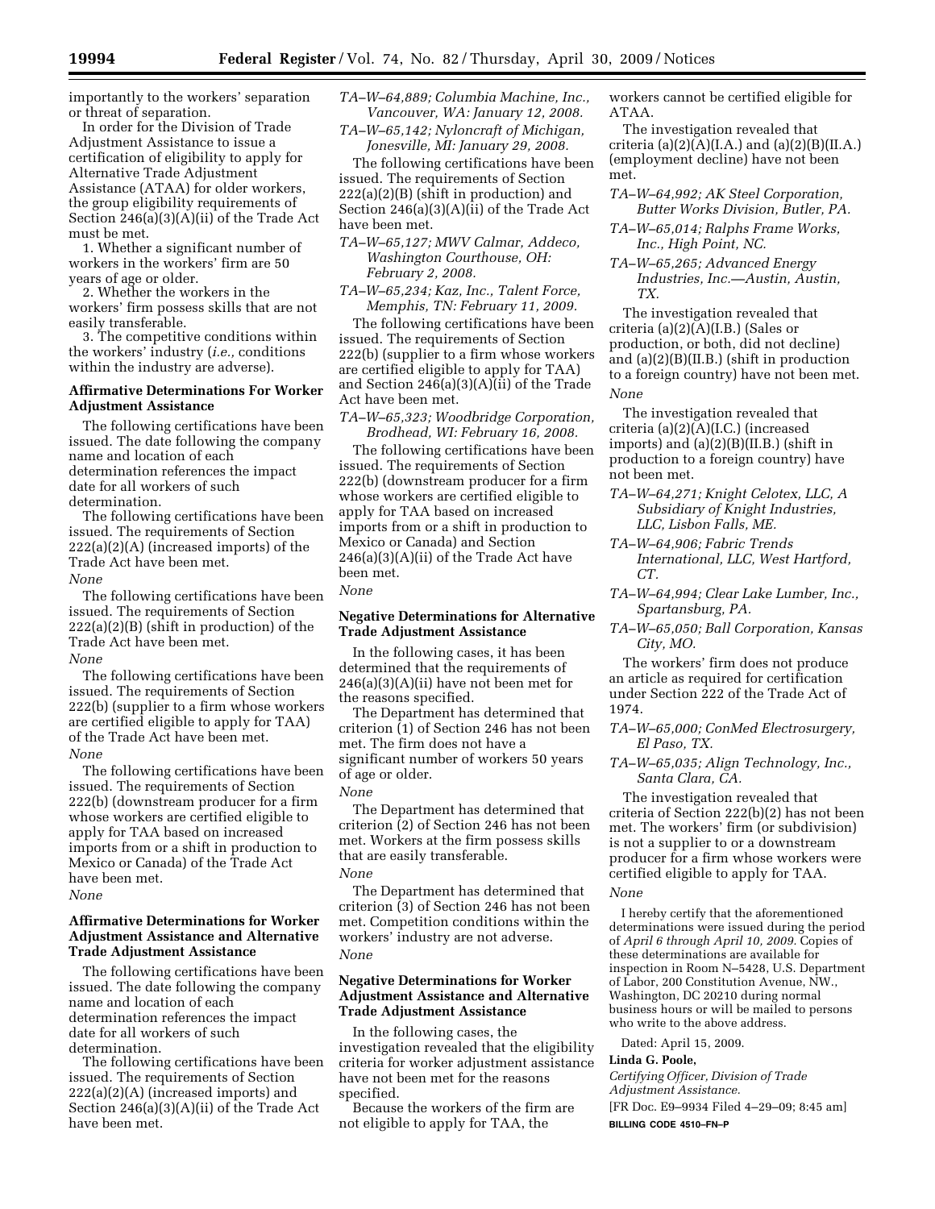importantly to the workers' separation or threat of separation.

In order for the Division of Trade Adjustment Assistance to issue a certification of eligibility to apply for Alternative Trade Adjustment Assistance (ATAA) for older workers, the group eligibility requirements of Section 246(a)(3)(A)(ii) of the Trade Act must be met.

1. Whether a significant number of workers in the workers' firm are 50 years of age or older.

2. Whether the workers in the workers' firm possess skills that are not easily transferable.

3. The competitive conditions within the workers' industry (*i.e.,* conditions within the industry are adverse).

### Affirmative Determinations For Worker Adjustment Assistance

The following certifications have been issued. The date following the company name and location of each determination references the impact date for all workers of such determination.

The following certifications have been issued. The requirements of Section 222(a)(2)(A) (increased imports) of the Trade Act have been met.

*None*

The following certifications have been issued. The requirements of Section 222(a)(2)(B) (shift in production) of the Trade Act have been met.

*None*

The following certifications have been issued. The requirements of Section 222(b) (supplier to a firm whose workers are certified eligible to apply for TAA) of the Trade Act have been met.

*None*

The following certifications have been issued. The requirements of Section 222(b) (downstream producer for a firm whose workers are certified eligible to apply for TAA based on increased imports from or a shift in production to Mexico or Canada) of the Trade Act have been met.

*None*

### Affirmative Determinations for Worker Adjustment Assistance and Alternative Trade Adjustment Assistance

The following certifications have been issued. The date following the company name and location of each determination references the impact date for all workers of such determination.

The following certifications have been issued. The requirements of Section 222(a)(2)(A) (increased imports) and Section 246(a)(3)(A)(ii) of the Trade Act have been met.

*TA–W–64,889; Columbia Machine, Inc., Vancouver, WA: January 12, 2008.*

*TA–W–65,142; Nyloncraft of Michigan, Jonesville, MI: January 29, 2008.*

The following certifications have been issued. The requirements of Section 222(a)(2)(B) (shift in production) and Section 246(a)(3)(A)(ii) of the Trade Act have been met.

*TA–W–65,127; MWV Calmar, Addeco, Washington Courthouse, OH: February 2, 2008.*

*TA–W–65,234; Kaz, Inc., Talent Force, Memphis, TN: February 11, 2009.*

The following certifications have been issued. The requirements of Section 222(b) (supplier to a firm whose workers are certified eligible to apply for TAA) and Section 246(a)(3)(A)(ii) of the Trade Act have been met.

*TA–W–65,323; Woodbridge Corporation, Brodhead, WI: February 16, 2008.*

The following certifications have been issued. The requirements of Section 222(b) (downstream producer for a firm whose workers are certified eligible to apply for TAA based on increased imports from or a shift in production to Mexico or Canada) and Section 246(a)(3)(A)(ii) of the Trade Act have been met.

*None*

### Negative Determinations for Alternative Trade Adjustment Assistance

In the following cases, it has been determined that the requirements of 246(a)(3)(A)(ii) have not been met for the reasons specified.

The Department has determined that criterion (1) of Section 246 has not been met. The firm does not have a significant number of workers 50 years of age or older.

*None*

The Department has determined that criterion (2) of Section 246 has not been met. Workers at the firm possess skills that are easily transferable.

*None*

The Department has determined that criterion (3) of Section 246 has not been met. Competition conditions within the workers' industry are not adverse.

*None*

### Negative Determinations for Worker Adjustment Assistance and Alternative Trade Adjustment Assistance

In the following cases, the investigation revealed that the eligibility criteria for worker adjustment assistance have not been met for the reasons specified.

Because the workers of the firm are not eligible to apply for TAA, the workers cannot be certified eligible for ATAA.

The investigation revealed that criteria (a)(2)(A)(I.A.) and (a)(2)(B)(II.A.) (employment decline) have not been met.

*TA–W–64,992; AK Steel Corporation, Butter Works Division, Butler, PA.*

*TA–W–65,014; Ralphs Frame Works, Inc., High Point, NC.*

*TA–W–65,265; Advanced Energy Industries, Inc.—Austin, Austin, TX.*

The investigation revealed that criteria (a)(2)(A)(I.B.) (Sales or production, or both, did not decline) and (a)(2)(B)(II.B.) (shift in production to a foreign country) have not been met.

*None*

The investigation revealed that criteria (a)(2)(A)(I.C.) (increased imports) and (a)(2)(B)(II.B.) (shift in production to a foreign country) have not been met.

*TA–W–64,271; Knight Celotex, LLC, A Subsidiary of Knight Industries, LLC, Lisbon Falls, ME.*

*TA–W–64,906; Fabric Trends International, LLC, West Hartford, CT.*

*TA–W–64,994; Clear Lake Lumber, Inc., Spartansburg, PA.*

*TA–W–65,050; Ball Corporation, Kansas City, MO.*

The workers' firm does not produce an article as required for certification under Section 222 of the Trade Act of 1974.

*TA–W–65,000; ConMed Electrosurgery, El Paso, TX.*

*TA–W–65,035; Align Technology, Inc., Santa Clara, CA.*

The investigation revealed that criteria of Section 222(b)(2) has not been met. The workers' firm (or subdivision) is not a supplier to or a downstream producer for a firm whose workers were certified eligible to apply for TAA.

*None*

I hereby certify that the aforementioned determinations were issued during the period of *April 6 through April 10, 2009.* Copies of these determinations are available for inspection in Room N–5428, U.S. Department of Labor, 200 Constitution Avenue, NW., Washington, DC 20210 during normal business hours or will be mailed to persons who write to the above address.

Dated: April 15, 2009.

**Linda G. Poole,**

*Certifying Officer, Division of Trade Adjustment Assistance.*

[FR Doc. E9–9934 Filed 4–29–09; 8:45 am]

**BILLING CODE 4510–FN–P**